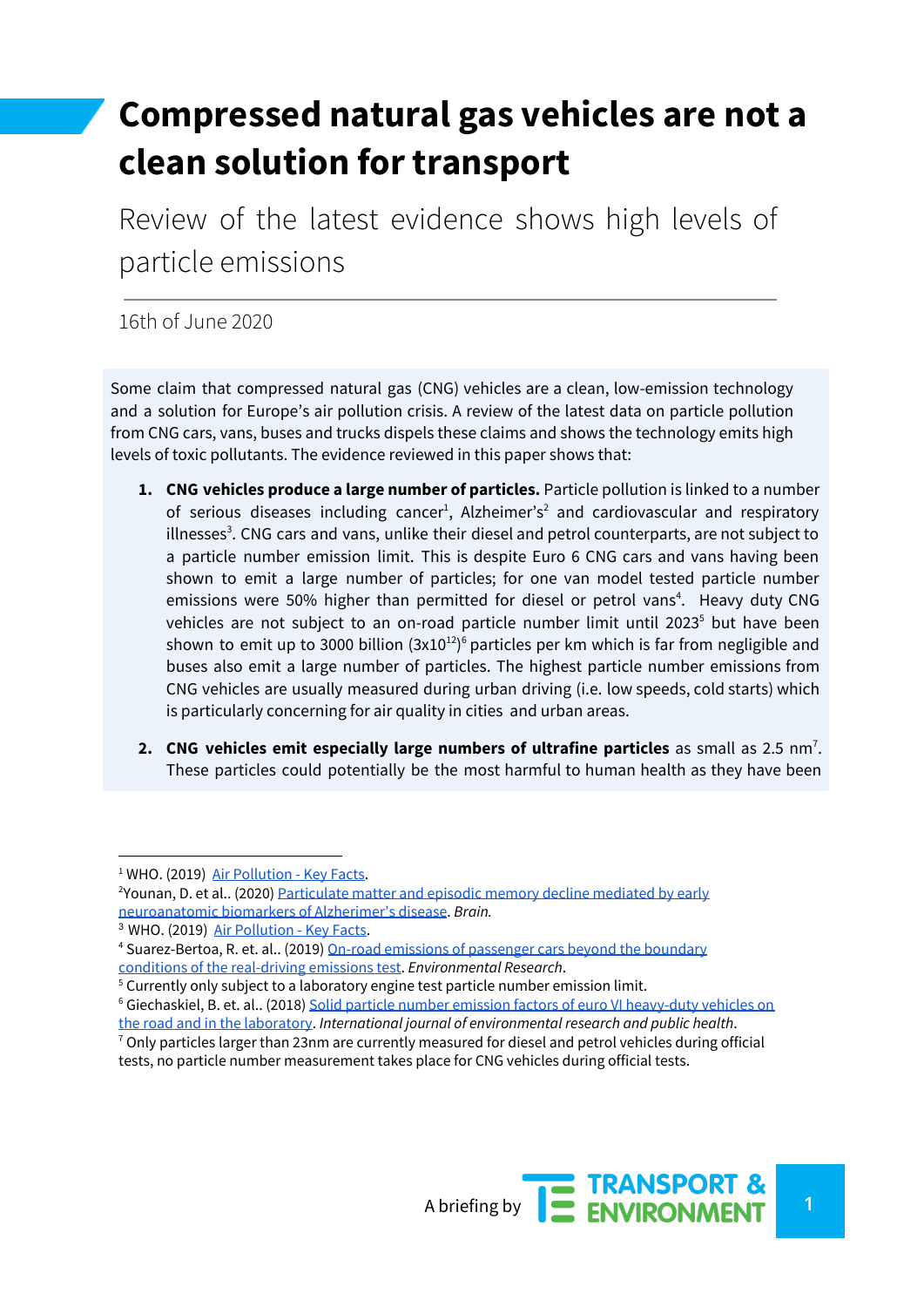# Compressed natural gas vehicles are not a clean solution for transport

## Review of the latest evidence shows high levels of particle emissions

16th of June 2020

Some claim that compressed natural gas (CNG) vehicles are a clean, low-emission technology and a solution for Europe's air pollution crisis. A review of the latest data on particle pollution from CNG cars, vans, buses and trucks dispels these claims and shows the technology emits high levels of toxic pollutants. The evidence reviewed in this paper shows that:

1. **CNG vehicles produce a large number of particles.** Particle pollution is linked to a number of serious diseases including cancer[1], Alzheimer's[2] and cardiovascular and respiratory illnesses[3]. CNG cars and vans, unlike their diesel and petrol counterparts, are not subject to a particle number emission limit. This is despite Euro 6 CNG cars and vans having been shown to emit a large number of particles; for one van model tested particle number emissions were 50% higher than permitted for diesel or petrol vans[4]. Heavy duty CNG vehicles are not subject to an on-road particle number limit until 2023[5] but have been shown to emit up to 3000 billion ($3x10^{12}$)[6] particles per km which is far from negligible and buses also emit a large number of particles. The highest particle number emissions from CNG vehicles are usually measured during urban driving (i.e. low speeds, cold starts) which is particularly concerning for air quality in cities and urban areas.

2. **CNG vehicles emit especially large numbers of ultrafine particles** as small as 2.5 nm[7]. These particles could potentially be the most harmful to human health as they have been

---

[1] WHO. (2019) Air Pollution - Key Facts.

[2] Younan, D. et al.. (2020) Particulate matter and episodic memory decline mediated by early neuroanatomic biomarkers of Alzherimer's disease. *Brain.*

[3] WHO. (2019) Air Pollution - Key Facts.

[4] Suarez-Bertoa, R. et. al.. (2019) On-road emissions of passenger cars beyond the boundary conditions of the real-driving emissions test. *Environmental Research*.

[5] Currently only subject to a laboratory engine test particle number emission limit.

[6] Giechaskiel, B. et. al.. (2018) Solid particle number emission factors of euro VI heavy-duty vehicles on the road and in the laboratory. *International journal of environmental research and public health.*

[7] Only particles larger than 23nm are currently measured for diesel and petrol vehicles during official tests, no particle number measurement takes place for CNG vehicles during official tests.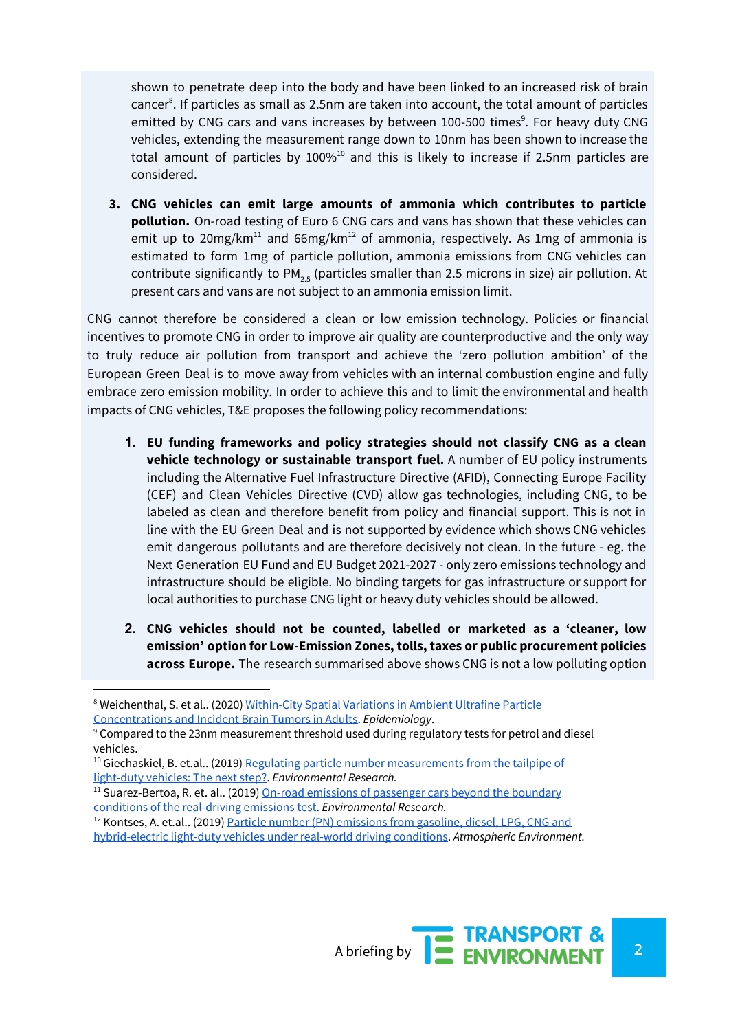shown to penetrate deep into the body and have been linked to an increased risk of brain cancer[8]. If particles as small as 2.5nm are taken into account, the total amount of particles emitted by CNG cars and vans increases by between 100-500 times[9]. For heavy duty CNG vehicles, extending the measurement range down to 10nm has been shown to increase the total amount of particles by 100%[10] and this is likely to increase if 2.5nm particles are considered.

3. **CNG vehicles can emit large amounts of ammonia which contributes to particle pollution.** On-road testing of Euro 6 CNG cars and vans has shown that these vehicles can emit up to 20mg/km[11] and 66mg/km[12] of ammonia, respectively. As 1mg of ammonia is estimated to form 1mg of particle pollution, ammonia emissions from CNG vehicles can contribute significantly to $PM_{2.5}$ (particles smaller than 2.5 microns in size) air pollution. At present cars and vans are not subject to an ammonia emission limit.

CNG cannot therefore be considered a clean or low emission technology. Policies or financial incentives to promote CNG in order to improve air quality are counterproductive and the only way to truly reduce air pollution from transport and achieve the 'zero pollution ambition' of the European Green Deal is to move away from vehicles with an internal combustion engine and fully embrace zero emission mobility. In order to achieve this and to limit the environmental and health impacts of CNG vehicles, T&E proposes the following policy recommendations:

1. **EU funding frameworks and policy strategies should not classify CNG as a clean vehicle technology or sustainable transport fuel.** A number of EU policy instruments including the Alternative Fuel Infrastructure Directive (AFID), Connecting Europe Facility (CEF) and Clean Vehicles Directive (CVD) allow gas technologies, including CNG, to be labeled as clean and therefore benefit from policy and financial support. This is not in line with the EU Green Deal and is not supported by evidence which shows CNG vehicles emit dangerous pollutants and are therefore decisively not clean. In the future - eg. the Next Generation EU Fund and EU Budget 2021-2027 - only zero emissions technology and infrastructure should be eligible. No binding targets for gas infrastructure or support for local authorities to purchase CNG light or heavy duty vehicles should be allowed.

2. **CNG vehicles should not be counted, labelled or marketed as a 'cleaner, low emission' option for Low-Emission Zones, tolls, taxes or public procurement policies across Europe.** The research summarised above shows CNG is not a low polluting option

---

[8] Weichenthal, S. et al.. (2020) Within-City Spatial Variations in Ambient Ultrafine Particle Concentrations and Incident Brain Tumors in Adults. *Epidemiology*.

[9] Compared to the 23nm measurement threshold used during regulatory tests for petrol and diesel vehicles.

[10] Giechaskiel, B. et.al.. (2019) Regulating particle number measurements from the tailpipe of light-duty vehicles: The next step?. *Environmental Research.*

[11] Suarez-Bertoa, R. et. al.. (2019) On-road emissions of passenger cars beyond the boundary conditions of the real-driving emissions test. *Environmental Research.*

[12] Kontses, A. et.al.. (2019) Particle number (PN) emissions from gasoline, diesel, LPG, CNG and hybrid-electric light-duty vehicles under real-world driving conditions. *Atmospheric Environment.*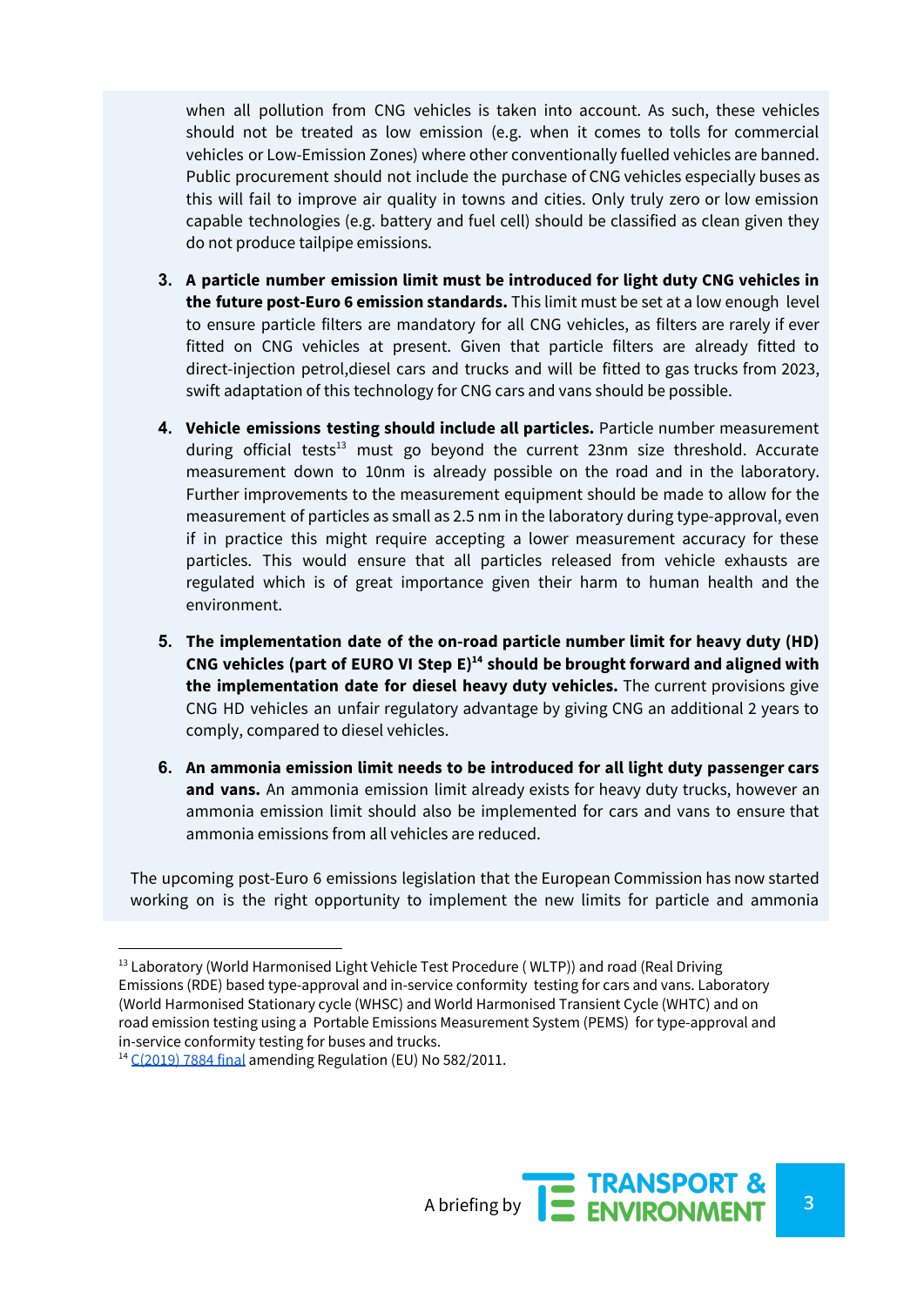when all pollution from CNG vehicles is taken into account. As such, these vehicles should not be treated as low emission (e.g. when it comes to tolls for commercial vehicles or Low-Emission Zones) where other conventionally fuelled vehicles are banned. Public procurement should not include the purchase of CNG vehicles especially buses as this will fail to improve air quality in towns and cities. Only truly zero or low emission capable technologies (e.g. battery and fuel cell) should be classified as clean given they do not produce tailpipe emissions.

3. **A particle number emission limit must be introduced for light duty CNG vehicles in the future post-Euro 6 emission standards.** This limit must be set at a low enough level to ensure particle filters are mandatory for all CNG vehicles, as filters are rarely if ever fitted on CNG vehicles at present. Given that particle filters are already fitted to direct-injection petrol,diesel cars and trucks and will be fitted to gas trucks from 2023, swift adaptation of this technology for CNG cars and vans should be possible.

4. **Vehicle emissions testing should include all particles.** Particle number measurement during official tests[13] must go beyond the current 23nm size threshold. Accurate measurement down to 10nm is already possible on the road and in the laboratory. Further improvements to the measurement equipment should be made to allow for the measurement of particles as small as 2.5 nm in the laboratory during type-approval, even if in practice this might require accepting a lower measurement accuracy for these particles. This would ensure that all particles released from vehicle exhausts are regulated which is of great importance given their harm to human health and the environment.

5. **The implementation date of the on-road particle number limit for heavy duty (HD) CNG vehicles (part of EURO VI Step E)[14] should be brought forward and aligned with the implementation date for diesel heavy duty vehicles.** The current provisions give CNG HD vehicles an unfair regulatory advantage by giving CNG an additional 2 years to comply, compared to diesel vehicles.

6. **An ammonia emission limit needs to be introduced for all light duty passenger cars and vans.** An ammonia emission limit already exists for heavy duty trucks, however an ammonia emission limit should also be implemented for cars and vans to ensure that ammonia emissions from all vehicles are reduced.

The upcoming post-Euro 6 emissions legislation that the European Commission has now started working on is the right opportunity to implement the new limits for particle and ammonia

---

[13] Laboratory (World Harmonised Light Vehicle Test Procedure ( WLTP)) and road (Real Driving Emissions (RDE) based type-approval and in-service conformity testing for cars and vans. Laboratory (World Harmonised Stationary cycle (WHSC) and World Harmonised Transient Cycle (WHTC) and on road emission testing using a Portable Emissions Measurement System (PEMS) for type-approval and in-service conformity testing for buses and trucks.

[14] C(2019) 7884 final amending Regulation (EU) No 582/2011.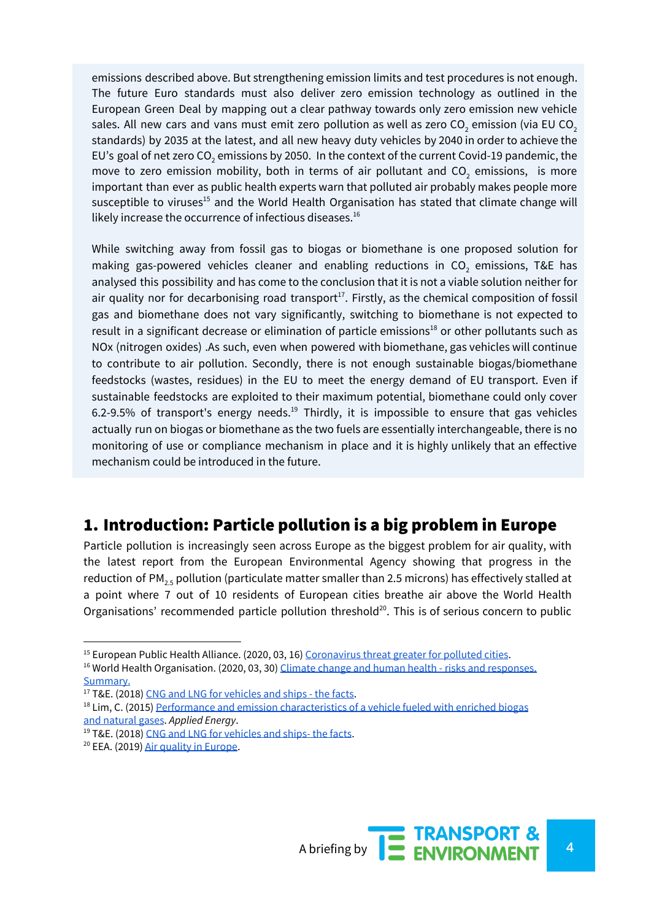emissions described above. But strengthening emission limits and test procedures is not enough. The future Euro standards must also deliver zero emission technology as outlined in the European Green Deal by mapping out a clear pathway towards only zero emission new vehicle sales. All new cars and vans must emit zero pollution as well as zero $CO_2$ emission (via EU $CO_2$ standards) by 2035 at the latest, and all new heavy duty vehicles by 2040 in order to achieve the EU's goal of net zero $CO_2$ emissions by 2050. In the context of the current Covid-19 pandemic, the move to zero emission mobility, both in terms of air pollutant and $CO_2$ emissions, is more important than ever as public health experts warn that polluted air probably makes people more susceptible to viruses[15] and the World Health Organisation has stated that climate change will likely increase the occurrence of infectious diseases.[16]

While switching away from fossil gas to biogas or biomethane is one proposed solution for making gas-powered vehicles cleaner and enabling reductions in $CO_2$ emissions, T&E has analysed this possibility and has come to the conclusion that it is not a viable solution neither for air quality nor for decarbonising road transport[17]. Firstly, as the chemical composition of fossil gas and biomethane does not vary significantly, switching to biomethane is not expected to result in a significant decrease or elimination of particle emissions[18] or other pollutants such as NOx (nitrogen oxides) .As such, even when powered with biomethane, gas vehicles will continue to contribute to air pollution. Secondly, there is not enough sustainable biogas/biomethane feedstocks (wastes, residues) in the EU to meet the energy demand of EU transport. Even if sustainable feedstocks are exploited to their maximum potential, biomethane could only cover 6.2-9.5% of transport's energy needs.[19] Thirdly, it is impossible to ensure that gas vehicles actually run on biogas or biomethane as the two fuels are essentially interchangeable, there is no monitoring of use or compliance mechanism in place and it is highly unlikely that an effective mechanism could be introduced in the future.

## 1. Introduction: Particle pollution is a big problem in Europe

Particle pollution is increasingly seen across Europe as the biggest problem for air quality, with the latest report from the European Environmental Agency showing that progress in the reduction of $PM_{2.5}$ pollution (particulate matter smaller than 2.5 microns) has effectively stalled at a point where 7 out of 10 residents of European cities breathe air above the World Health Organisations' recommended particle pollution threshold[20]. This is of serious concern to public

---

[15] European Public Health Alliance. (2020, 03, 16) Coronavirus threat greater for polluted cities.

[16] World Health Organisation. (2020, 03, 30) Climate change and human health - risks and responses. Summary.

[17] T&E. (2018) CNG and LNG for vehicles and ships - the facts.

[18] Lim, C. (2015) Performance and emission characteristics of a vehicle fueled with enriched biogas and natural gases. *Applied Energy*.

[19] T&E. (2018) CNG and LNG for vehicles and ships- the facts.

[20] EEA. (2019) Air quality in Europe.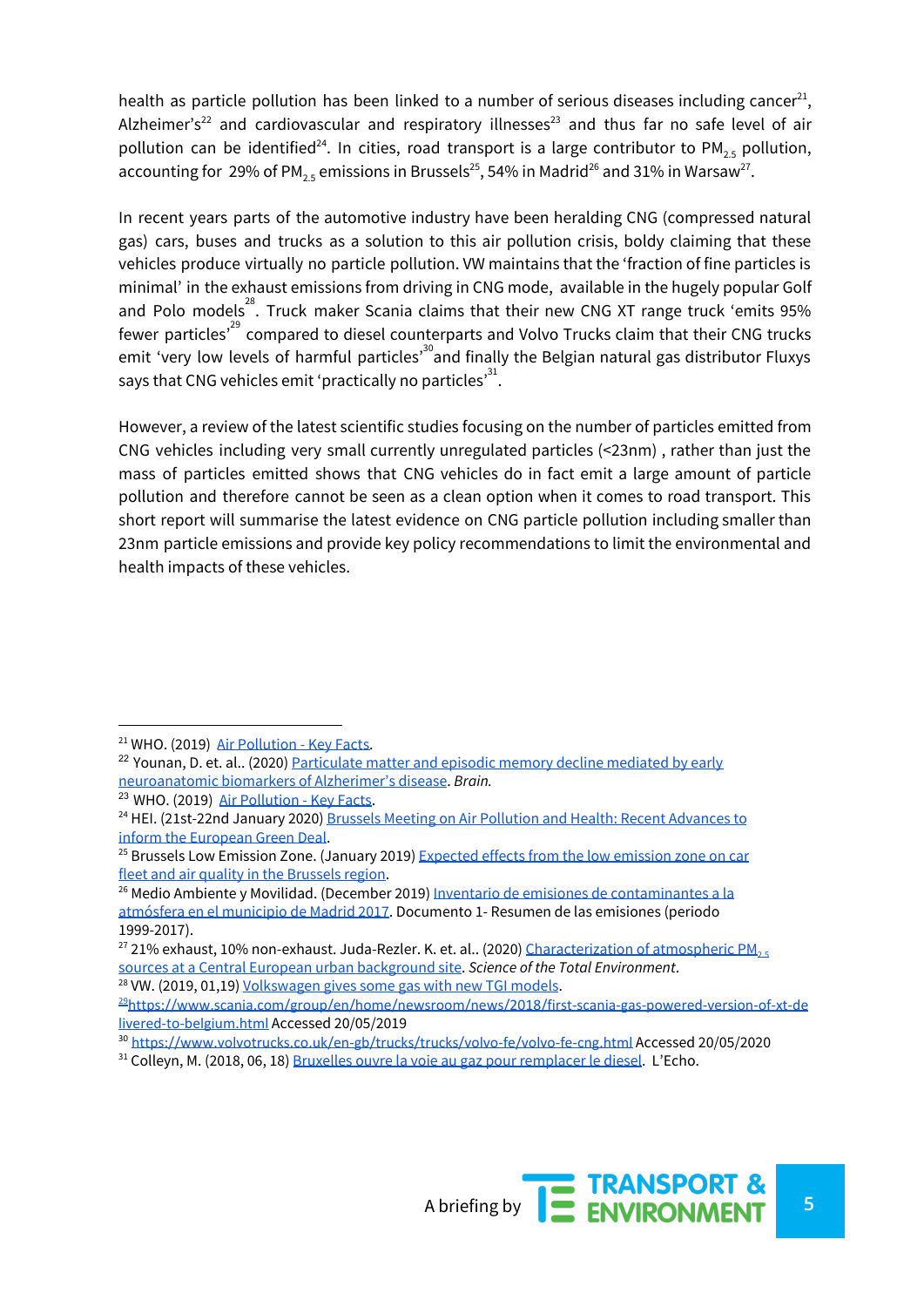health as particle pollution has been linked to a number of serious diseases including cancer[21], Alzheimer's[22] and cardiovascular and respiratory illnesses[23] and thus far no safe level of air pollution can be identified[24]. In cities, road transport is a large contributor to $PM_{2.5}$ pollution, accounting for 29% of $PM_{2.5}$ emissions in Brussels[25], 54% in Madrid[26] and 31% in Warsaw[27].

In recent years parts of the automotive industry have been heralding CNG (compressed natural gas) cars, buses and trucks as a solution to this air pollution crisis, boldly claiming that these vehicles produce virtually no particle pollution. VW maintains that the 'fraction of fine particles is minimal' in the exhaust emissions from driving in CNG mode, available in the hugely popular Golf and Polo models[28]. Truck maker Scania claims that their new CNG XT range truck 'emits 95% fewer particles'[29] compared to diesel counterparts and Volvo Trucks claim that their CNG trucks emit 'very low levels of harmful particles'[30] and finally the Belgian natural gas distributor Fluxys says that CNG vehicles emit 'practically no particles'[31].

However, a review of the latest scientific studies focusing on the number of particles emitted from CNG vehicles including very small currently unregulated particles (<23nm) , rather than just the mass of particles emitted shows that CNG vehicles do in fact emit a large amount of particle pollution and therefore cannot be seen as a clean option when it comes to road transport. This short report will summarise the latest evidence on CNG particle pollution including smaller than 23nm particle emissions and provide key policy recommendations to limit the environmental and health impacts of these vehicles.

---

[21] WHO. (2019) [Air Pollution - Key Facts](#).

[22] Younan, D. et. al.. (2020) [Particulate matter and episodic memory decline mediated by early neuroanatomic biomarkers of Alzherimer's disease](#). *Brain.*

[23] WHO. (2019) [Air Pollution - Key Facts](#).

[24] HEI. (21st-22nd January 2020) [Brussels Meeting on Air Pollution and Health: Recent Advances to inform the European Green Deal](#).

[25] Brussels Low Emission Zone. (January 2019) [Expected effects from the low emission zone on car fleet and air quality in the Brussels region](#).

[26] Medio Ambiente y Movilidad. (December 2019) [Inventario de emisiones de contaminantes a la atmósfera en el municipio de Madrid 2017](#). Documento 1- Resumen de las emisiones (periodo 1999-2017).

[27] 21% exhaust, 10% non-exhaust. Juda-Rezler. K. et. al.. (2020) [Characterization of atmospheric $PM_{2.5}$ sources at a Central European urban background site](#). *Science of the Total Environment*.

[28] VW. (2019, 01,19) [Volkswagen gives some gas with new TGI models](#).

[29] https://www.scania.com/group/en/home/newsroom/news/2018/first-scania-gas-powered-version-of-xt-delivered-to-belgium.html Accessed 20/05/2019

[30] https://www.volvotrucks.co.uk/en-gb/trucks/trucks/volvo-fe/volvo-fe-cng.html Accessed 20/05/2020

[31] Colleyn, M. (2018, 06, 18) [Bruxelles ouvre la voie au gaz pour remplacer le diesel](#). L'Echo.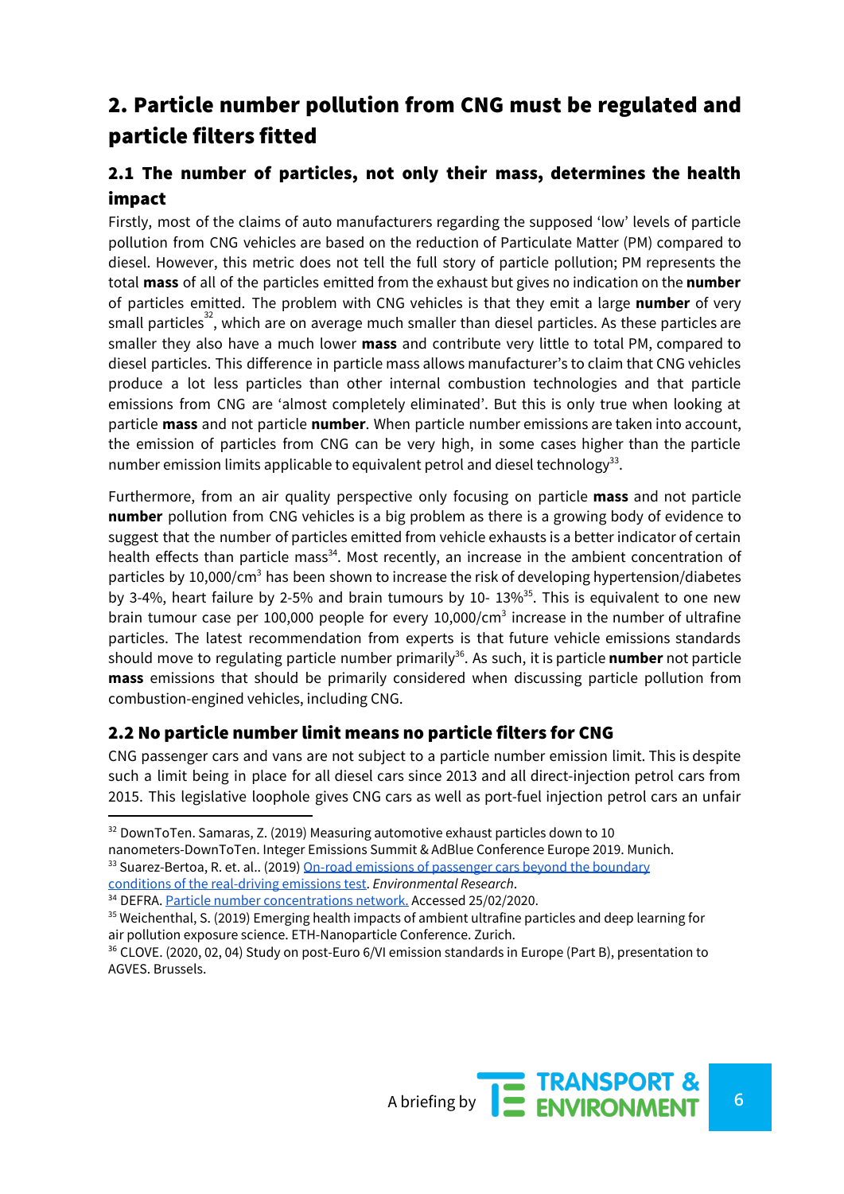## 2. Particle number pollution from CNG must be regulated and particle filters fitted

### 2.1 The number of particles, not only their mass, determines the health impact

Firstly, most of the claims of auto manufacturers regarding the supposed 'low' levels of particle pollution from CNG vehicles are based on the reduction of Particulate Matter (PM) compared to diesel. However, this metric does not tell the full story of particle pollution; PM represents the total **mass** of all of the particles emitted from the exhaust but gives no indication on the **number** of particles emitted. The problem with CNG vehicles is that they emit a large **number** of very small particles[32], which are on average much smaller than diesel particles. As these particles are smaller they also have a much lower **mass** and contribute very little to total PM, compared to diesel particles. This difference in particle mass allows manufacturer's to claim that CNG vehicles produce a lot less particles than other internal combustion technologies and that particle emissions from CNG are 'almost completely eliminated'. But this is only true when looking at particle **mass** and not particle **number**. When particle number emissions are taken into account, the emission of particles from CNG can be very high, in some cases higher than the particle number emission limits applicable to equivalent petrol and diesel technology[33].

Furthermore, from an air quality perspective only focusing on particle **mass** and not particle **number** pollution from CNG vehicles is a big problem as there is a growing body of evidence to suggest that the number of particles emitted from vehicle exhausts is a better indicator of certain health effects than particle mass[34]. Most recently, an increase in the ambient concentration of particles by 10,000/cm$^3$ has been shown to increase the risk of developing hypertension/diabetes by 3-4%, heart failure by 2-5% and brain tumours by 10- 13%[35]. This is equivalent to one new brain tumour case per 100,000 people for every 10,000/cm$^3$ increase in the number of ultrafine particles. The latest recommendation from experts is that future vehicle emissions standards should move to regulating particle number primarily[36]. As such, it is particle **number** not particle **mass** emissions that should be primarily considered when discussing particle pollution from combustion-engined vehicles, including CNG.

### 2.2 No particle number limit means no particle filters for CNG

CNG passenger cars and vans are not subject to a particle number emission limit. This is despite such a limit being in place for all diesel cars since 2013 and all direct-injection petrol cars from 2015. This legislative loophole gives CNG cars as well as port-fuel injection petrol cars an unfair

---

[32] DownToTen. Samaras, Z. (2019) Measuring automotive exhaust particles down to 10 nanometers-DownToTen. Integer Emissions Summit & AdBlue Conference Europe 2019. Munich.

[33] Suarez-Bertoa, R. et. al.. (2019) On-road emissions of passenger cars beyond the boundary conditions of the real-driving emissions test. *Environmental Research*.

[34] DEFRA. Particle number concentrations network. Accessed 25/02/2020.

[35] Weichenthal, S. (2019) Emerging health impacts of ambient ultrafine particles and deep learning for air pollution exposure science. ETH-Nanoparticle Conference. Zurich.

[36] CLOVE. (2020, 02, 04) Study on post-Euro 6/VI emission standards in Europe (Part B), presentation to AGVES. Brussels.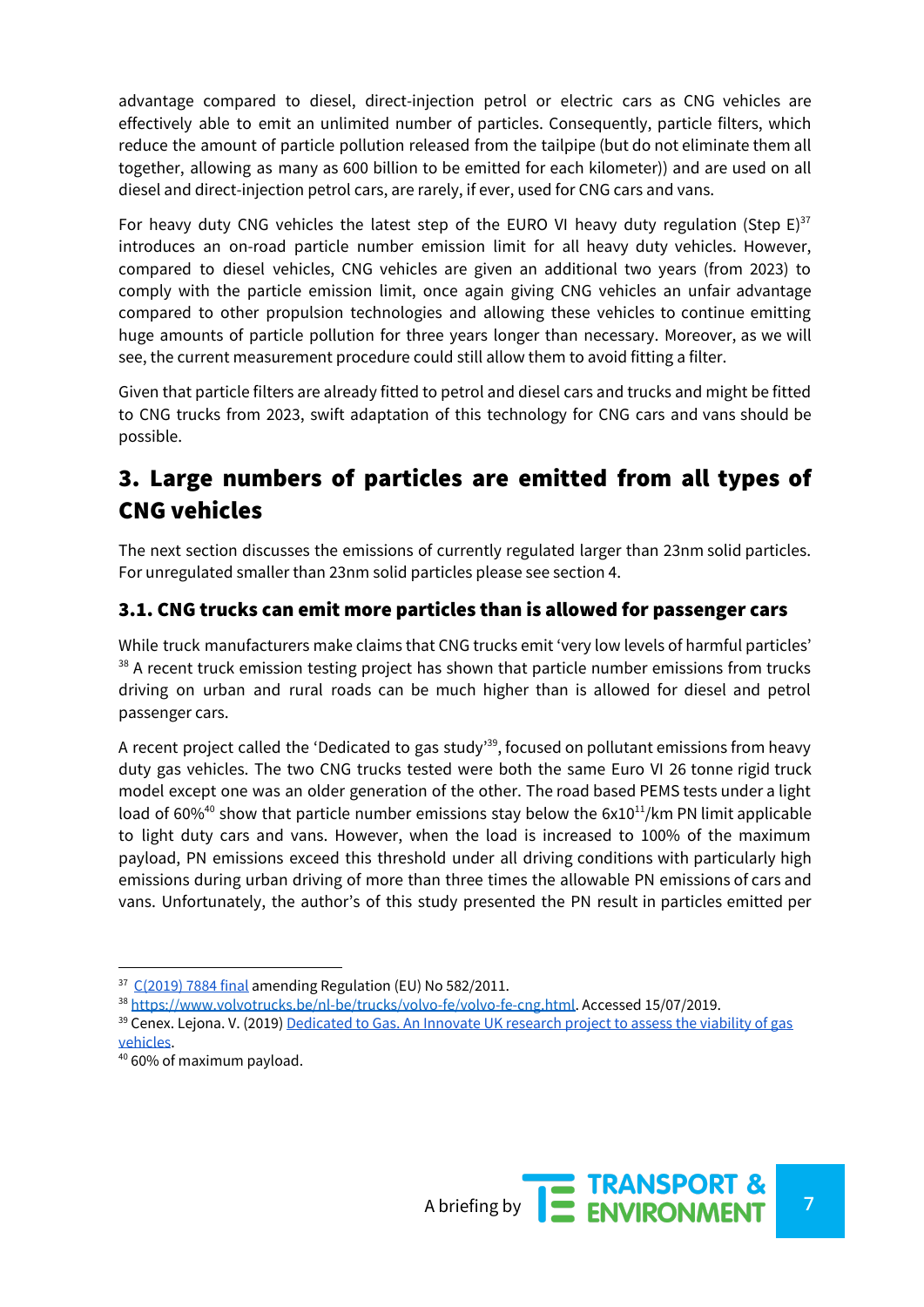advantage compared to diesel, direct-injection petrol or electric cars as CNG vehicles are effectively able to emit an unlimited number of particles. Consequently, particle filters, which reduce the amount of particle pollution released from the tailpipe (but do not eliminate them all together, allowing as many as 600 billion to be emitted for each kilometer)) and are used on all diesel and direct-injection petrol cars, are rarely, if ever, used for CNG cars and vans.

For heavy duty CNG vehicles the latest step of the EURO VI heavy duty regulation (Step E)[37] introduces an on-road particle number emission limit for all heavy duty vehicles. However, compared to diesel vehicles, CNG vehicles are given an additional two years (from 2023) to comply with the particle emission limit, once again giving CNG vehicles an unfair advantage compared to other propulsion technologies and allowing these vehicles to continue emitting huge amounts of particle pollution for three years longer than necessary. Moreover, as we will see, the current measurement procedure could still allow them to avoid fitting a filter.

Given that particle filters are already fitted to petrol and diesel cars and trucks and might be fitted to CNG trucks from 2023, swift adaptation of this technology for CNG cars and vans should be possible.

## 3. Large numbers of particles are emitted from all types of CNG vehicles

The next section discusses the emissions of currently regulated larger than 23nm solid particles. For unregulated smaller than 23nm solid particles please see section 4.

### 3.1. CNG trucks can emit more particles than is allowed for passenger cars

While truck manufacturers make claims that CNG trucks emit 'very low levels of harmful particles' [38] A recent truck emission testing project has shown that particle number emissions from trucks driving on urban and rural roads can be much higher than is allowed for diesel and petrol passenger cars.

A recent project called the 'Dedicated to gas study'[39], focused on pollutant emissions from heavy duty gas vehicles. The two CNG trucks tested were both the same Euro VI 26 tonne rigid truck model except one was an older generation of the other. The road based PEMS tests under a light load of 60%[40] show that particle number emissions stay below the $6x10^{11}$/km PN limit applicable to light duty cars and vans. However, when the load is increased to 100% of the maximum payload, PN emissions exceed this threshold under all driving conditions with particularly high emissions during urban driving of more than three times the allowable PN emissions of cars and vans. Unfortunately, the author's of this study presented the PN result in particles emitted per

---

[37] C(2019) 7884 final amending Regulation (EU) No 582/2011.

[38] https://www.volvotrucks.be/nl-be/trucks/volvo-fe/volvo-fe-cng.html. Accessed 15/07/2019.

[39] Cenex. Lejona. V. (2019) Dedicated to Gas. An Innovate UK research project to assess the viability of gas vehicles.

[40] 60% of maximum payload.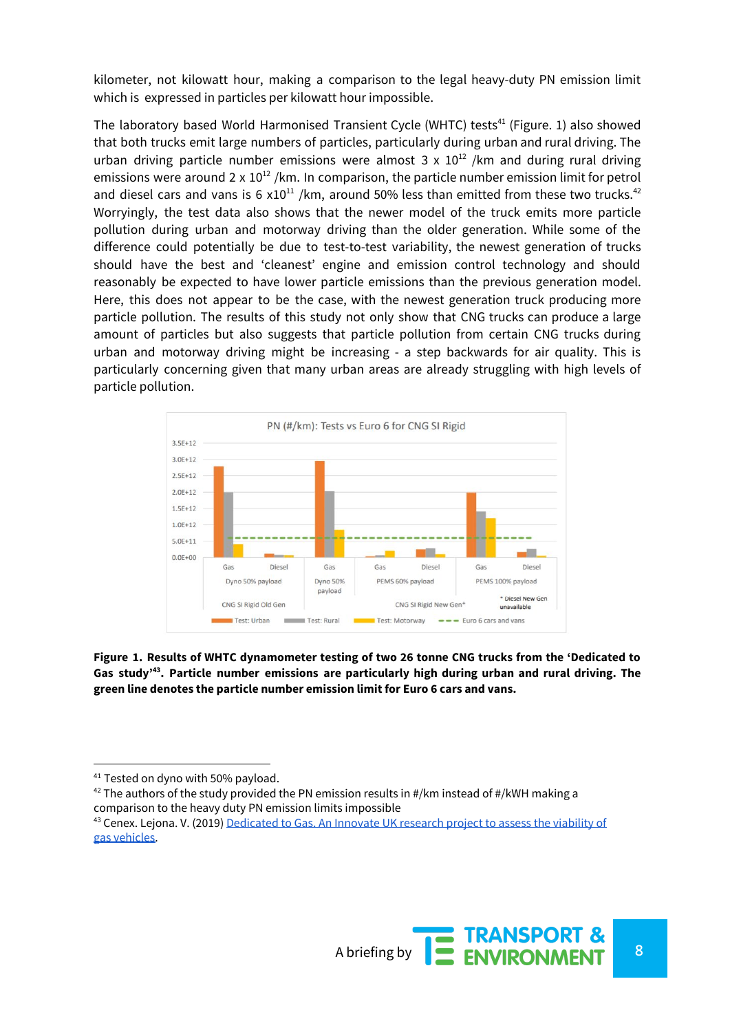kilometer, not kilowatt hour, making a comparison to the legal heavy-duty PN emission limit which is expressed in particles per kilowatt hour impossible.

The laboratory based World Harmonised Transient Cycle (WHTC) tests[41] (Figure. 1) also showed that both trucks emit large numbers of particles, particularly during urban and rural driving. The urban driving particle number emissions were almost 3 x $10^{12}$ /km and during rural driving emissions were around 2 x $10^{12}$ /km. In comparison, the particle number emission limit for petrol and diesel cars and vans is 6 x$10^{11}$ /km, around 50% less than emitted from these two trucks.[42] Worryingly, the test data also shows that the newer model of the truck emits more particle pollution during urban and motorway driving than the older generation. While some of the difference could potentially be due to test-to-test variability, the newest generation of trucks should have the best and 'cleanest' engine and emission control technology and should reasonably be expected to have lower particle emissions than the previous generation model. Here, this does not appear to be the case, with the newest generation truck producing more particle pollution. The results of this study not only show that CNG trucks can produce a large amount of particles but also suggests that particle pollution from certain CNG trucks during urban and motorway driving might be increasing - a step backwards for air quality. This is particularly concerning given that many urban areas are already struggling with high levels of particle pollution.

**Figure 1. Results of WHTC dynamometer testing of two 26 tonne CNG trucks from the 'Dedicated to Gas study'[43]. Particle number emissions are particularly high during urban and rural driving. The green line denotes the particle number emission limit for Euro 6 cars and vans.**

---

[41] Tested on dyno with 50% payload.

[42] The authors of the study provided the PN emission results in #/km instead of #/kWH making a comparison to the heavy duty PN emission limits impossible

[43] Cenex. Lejona. V. (2019) [Dedicated to Gas. An Innovate UK research project to assess the viability of gas vehicles](#).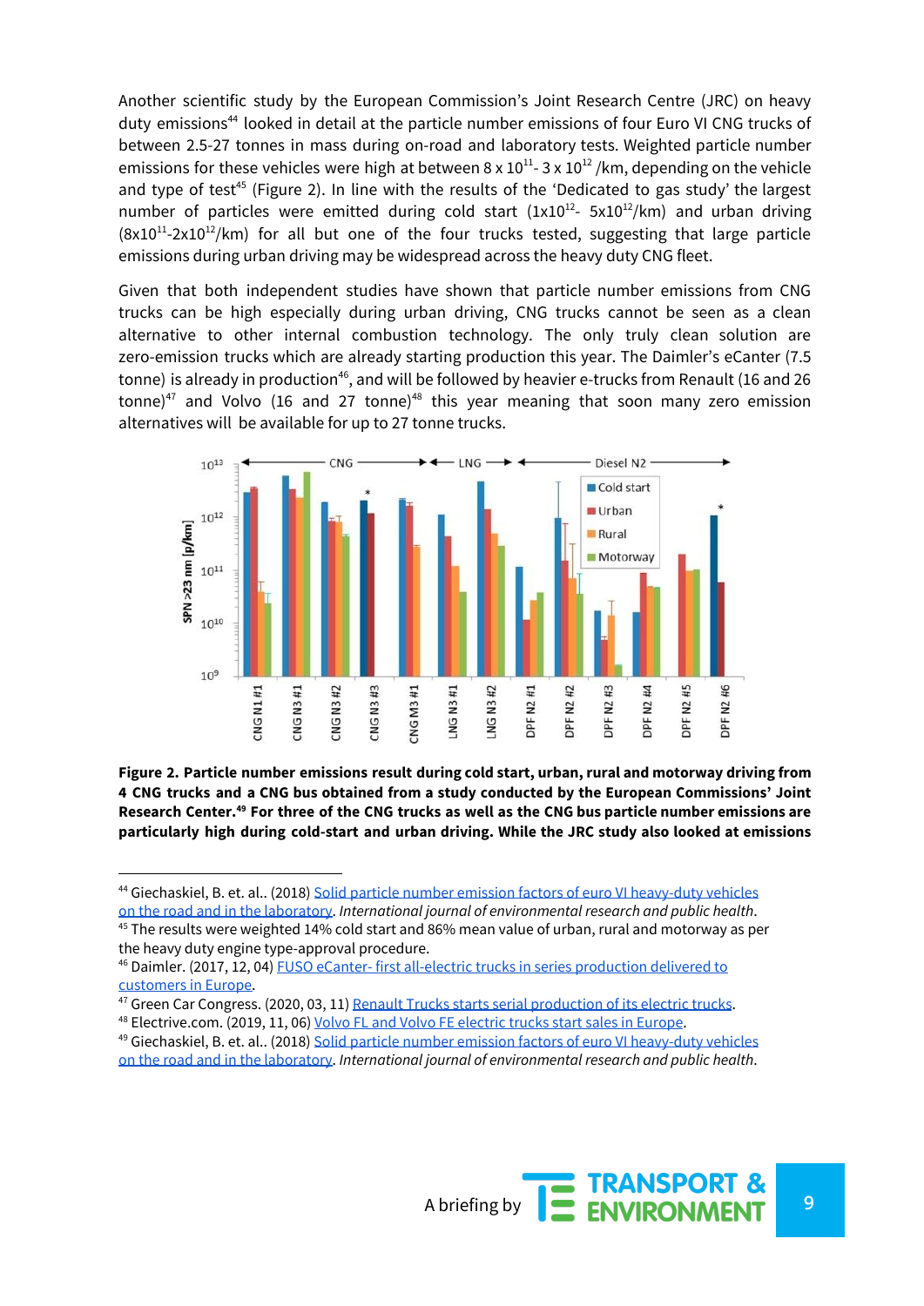Another scientific study by the European Commission's Joint Research Centre (JRC) on heavy duty emissions[44] looked in detail at the particle number emissions of four Euro VI CNG trucks of between 2.5-27 tonnes in mass during on-road and laboratory tests. Weighted particle number emissions for these vehicles were high at between $8 \times 10^{11}$- $3 \times 10^{12}$ /km, depending on the vehicle and type of test[45] (Figure 2). In line with the results of the 'Dedicated to gas study' the largest number of particles were emitted during cold start ($1 \times 10^{12}$- $5 \times 10^{12}$/km) and urban driving ($8 \times 10^{11}$-$2 \times 10^{12}$/km) for all but one of the four trucks tested, suggesting that large particle emissions during urban driving may be widespread across the heavy duty CNG fleet.

Given that both independent studies have shown that particle number emissions from CNG trucks can be high especially during urban driving, CNG trucks cannot be seen as a clean alternative to other internal combustion technology. The only truly clean solution are zero-emission trucks which are already starting production this year. The Daimler's eCanter (7.5 tonne) is already in production[46], and will be followed by heavier e-trucks from Renault (16 and 26 tonne)[47] and Volvo (16 and 27 tonne)[48] this year meaning that soon many zero emission alternatives will be available for up to 27 tonne trucks.

**Figure 2. Particle number emissions result during cold start, urban, rural and motorway driving from 4 CNG trucks and a CNG bus obtained from a study conducted by the European Commissions' Joint Research Center.[49] For three of the CNG trucks as well as the CNG bus particle number emissions are particularly high during cold-start and urban driving. While the JRC study also looked at emissions**

---

[44] Giechaskiel, B. et. al.. (2018) [Solid particle number emission factors of euro VI heavy-duty vehicles on the road and in the laboratory](). *International journal of environmental research and public health.*

[45] The results were weighted 14% cold start and 86% mean value of urban, rural and motorway as per the heavy duty engine type-approval procedure.

[46] Daimler. (2017, 12, 04) [FUSO eCanter- first all-electric trucks in series production delivered to customers in Europe]().

[47] Green Car Congress. (2020, 03, 11) [Renault Trucks starts serial production of its electric trucks]().

[48] Electrive.com. (2019, 11, 06) [Volvo FL and Volvo FE electric trucks start sales in Europe]().

[49] Giechaskiel, B. et. al.. (2018) [Solid particle number emission factors of euro VI heavy-duty vehicles on the road and in the laboratory](). *International journal of environmental research and public health.*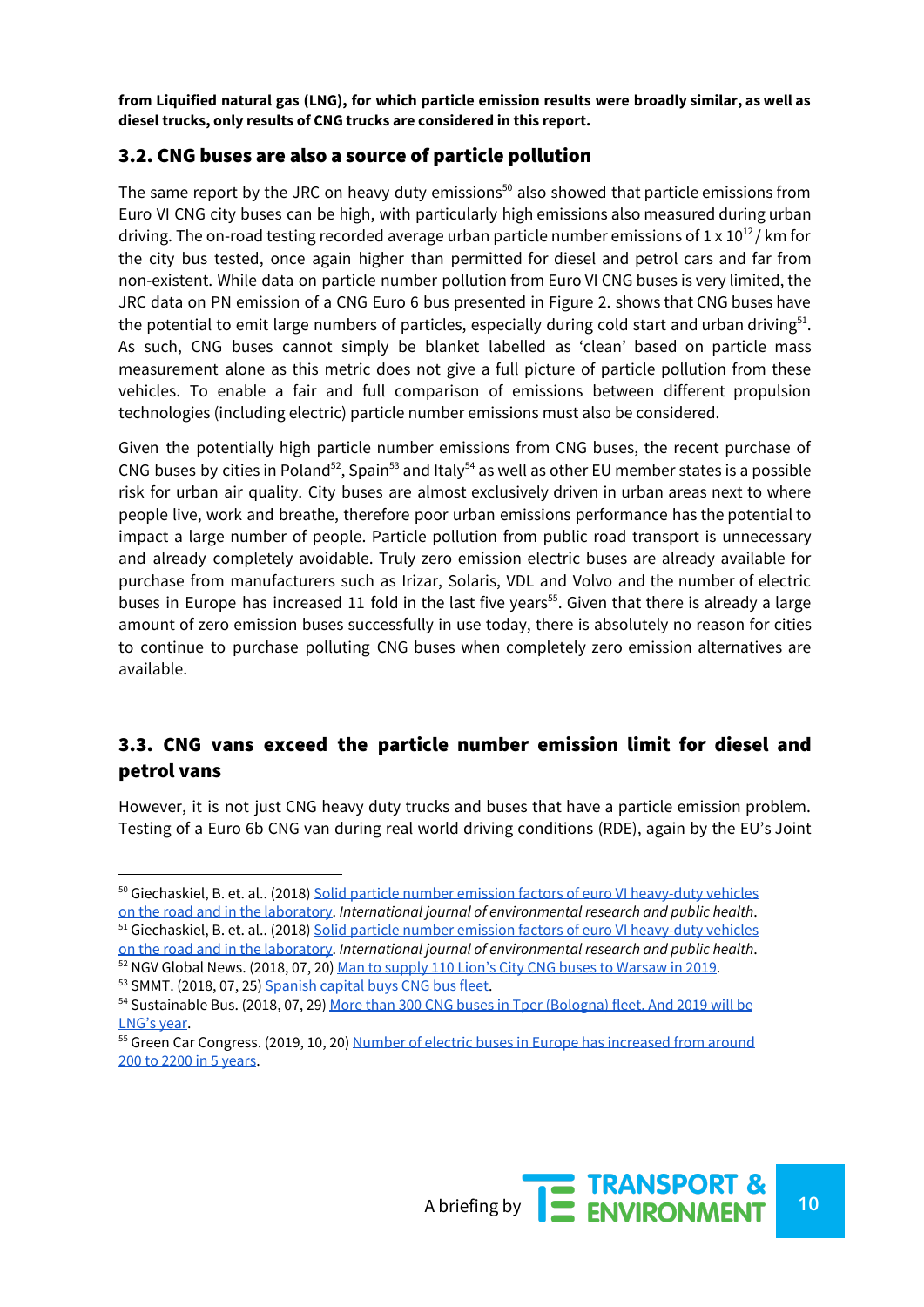**from Liquified natural gas (LNG), for which particle emission results were broadly similar, as well as diesel trucks, only results of CNG trucks are considered in this report.**

## 3.2. CNG buses are also a source of particle pollution

The same report by the JRC on heavy duty emissions[50] also showed that particle emissions from Euro VI CNG city buses can be high, with particularly high emissions also measured during urban driving. The on-road testing recorded average urban particle number emissions of $1 \times 10^{12}$ / km for the city bus tested, once again higher than permitted for diesel and petrol cars and far from non-existent. While data on particle number pollution from Euro VI CNG buses is very limited, the JRC data on PN emission of a CNG Euro 6 bus presented in Figure 2. shows that CNG buses have the potential to emit large numbers of particles, especially during cold start and urban driving[51]. As such, CNG buses cannot simply be blanket labelled as 'clean' based on particle mass measurement alone as this metric does not give a full picture of particle pollution from these vehicles. To enable a fair and full comparison of emissions between different propulsion technologies (including electric) particle number emissions must also be considered.

Given the potentially high particle number emissions from CNG buses, the recent purchase of CNG buses by cities in Poland[52], Spain[53] and Italy[54] as well as other EU member states is a possible risk for urban air quality. City buses are almost exclusively driven in urban areas next to where people live, work and breathe, therefore poor urban emissions performance has the potential to impact a large number of people. Particle pollution from public road transport is unnecessary and already completely avoidable. Truly zero emission electric buses are already available for purchase from manufacturers such as Irizar, Solaris, VDL and Volvo and the number of electric buses in Europe has increased 11 fold in the last five years[55]. Given that there is already a large amount of zero emission buses successfully in use today, there is absolutely no reason for cities to continue to purchase polluting CNG buses when completely zero emission alternatives are available.

## 3.3. CNG vans exceed the particle number emission limit for diesel and petrol vans

However, it is not just CNG heavy duty trucks and buses that have a particle emission problem. Testing of a Euro 6b CNG van during real world driving conditions (RDE), again by the EU's Joint

---

[50] Giechaskiel, B. et. al.. (2018) Solid particle number emission factors of euro VI heavy-duty vehicles on the road and in the laboratory. *International journal of environmental research and public health*.

[51] Giechaskiel, B. et. al.. (2018) Solid particle number emission factors of euro VI heavy-duty vehicles on the road and in the laboratory. *International journal of environmental research and public health*.

[52] NGV Global News. (2018, 07, 20) Man to supply 110 Lion's City CNG buses to Warsaw in 2019.

[53] SMMT. (2018, 07, 25) Spanish capital buys CNG bus fleet.

[54] Sustainable Bus. (2018, 07, 29) More than 300 CNG buses in Tper (Bologna) fleet. And 2019 will be LNG's year.

[55] Green Car Congress. (2019, 10, 20) Number of electric buses in Europe has increased from around 200 to 2200 in 5 years.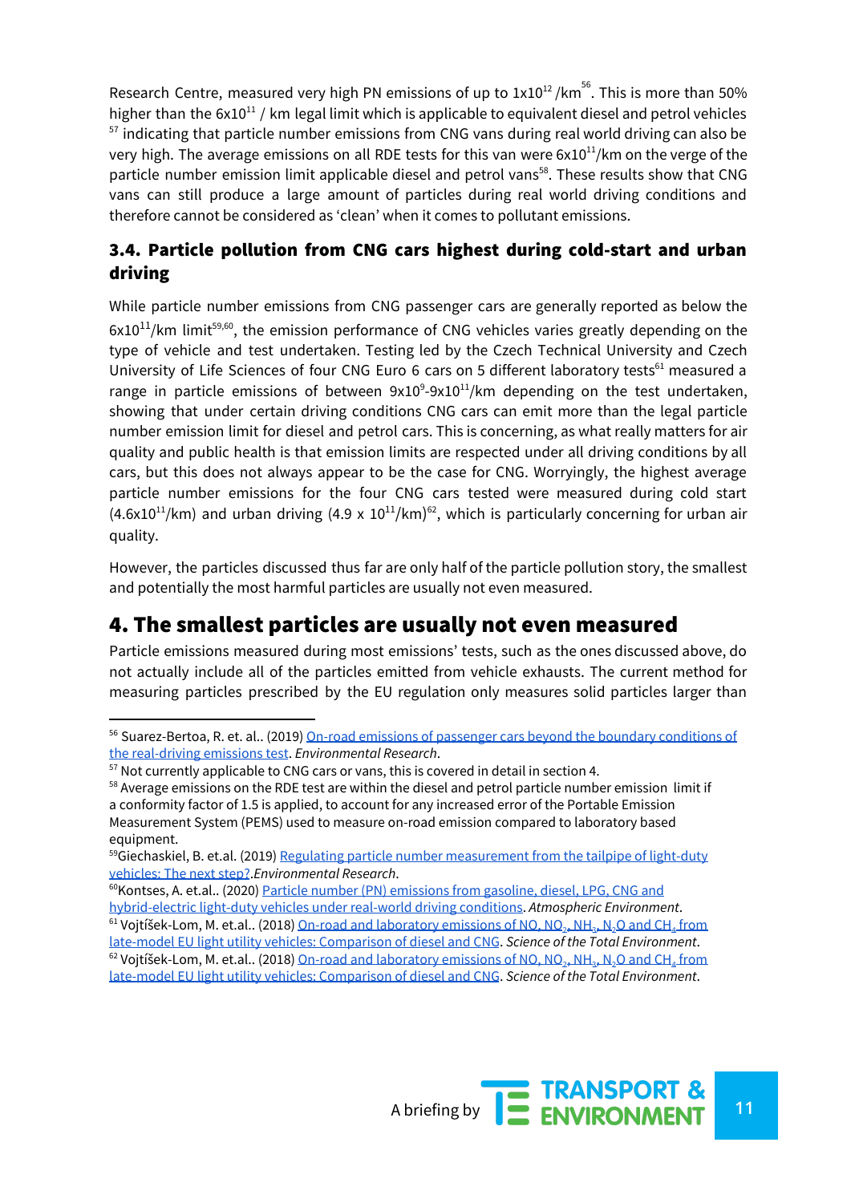Research Centre, measured very high PN emissions of up to $1x10^{12}$ /km[56]. This is more than 50% higher than the $6x10^{11}$ / km legal limit which is applicable to equivalent diesel and petrol vehicles [57] indicating that particle number emissions from CNG vans during real world driving can also be very high. The average emissions on all RDE tests for this van were $6x10^{11}$/km on the verge of the particle number emission limit applicable diesel and petrol vans[58]. These results show that CNG vans can still produce a large amount of particles during real world driving conditions and therefore cannot be considered as 'clean' when it comes to pollutant emissions.

### 3.4. Particle pollution from CNG cars highest during cold-start and urban driving

While particle number emissions from CNG passenger cars are generally reported as below the $6x10^{11}$/km limit[59,60], the emission performance of CNG vehicles varies greatly depending on the type of vehicle and test undertaken. Testing led by the Czech Technical University and Czech University of Life Sciences of four CNG Euro 6 cars on 5 different laboratory tests[61] measured a range in particle emissions of between $9x10^{9}$-$9x10^{11}$/km depending on the test undertaken, showing that under certain driving conditions CNG cars can emit more than the legal particle number emission limit for diesel and petrol cars. This is concerning, as what really matters for air quality and public health is that emission limits are respected under all driving conditions by all cars, but this does not always appear to be the case for CNG. Worryingly, the highest average particle number emissions for the four CNG cars tested were measured during cold start ($4.6x10^{11}$/km) and urban driving ($4.9 \times 10^{11}$/km)[62], which is particularly concerning for urban air quality.

However, the particles discussed thus far are only half of the particle pollution story, the smallest and potentially the most harmful particles are usually not even measured.

## 4. The smallest particles are usually not even measured

Particle emissions measured during most emissions' tests, such as the ones discussed above, do not actually include all of the particles emitted from vehicle exhausts. The current method for measuring particles prescribed by the EU regulation only measures solid particles larger than

---

[56] Suarez-Bertoa, R. et. al.. (2019) On-road emissions of passenger cars beyond the boundary conditions of the real-driving emissions test. *Environmental Research*.

[57] Not currently applicable to CNG cars or vans, this is covered in detail in section 4.

[58] Average emissions on the RDE test are within the diesel and petrol particle number emission limit if a conformity factor of 1.5 is applied, to account for any increased error of the Portable Emission Measurement System (PEMS) used to measure on-road emission compared to laboratory based equipment.

[59] Giechaskiel, B. et.al. (2019) Regulating particle number measurement from the tailpipe of light-duty vehicles: The next step?. *Environmental Research*.

[60] Kontses, A. et.al.. (2020) Particle number (PN) emissions from gasoline, diesel, LPG, CNG and hybrid-electric light-duty vehicles under real-world driving conditions. *Atmospheric Environment*.

[61] Vojtíšek-Lom, M. et.al.. (2018) On-road and laboratory emissions of NO, $NO_2$, $NH_3$, $N_2O$ and $CH_4$ from late-model EU light utility vehicles: Comparison of diesel and CNG. *Science of the Total Environment*.

[62] Vojtíšek-Lom, M. et.al.. (2018) On-road and laboratory emissions of NO, $NO_2$, $NH_3$, $N_2O$ and $CH_4$ from late-model EU light utility vehicles: Comparison of diesel and CNG. *Science of the Total Environment*.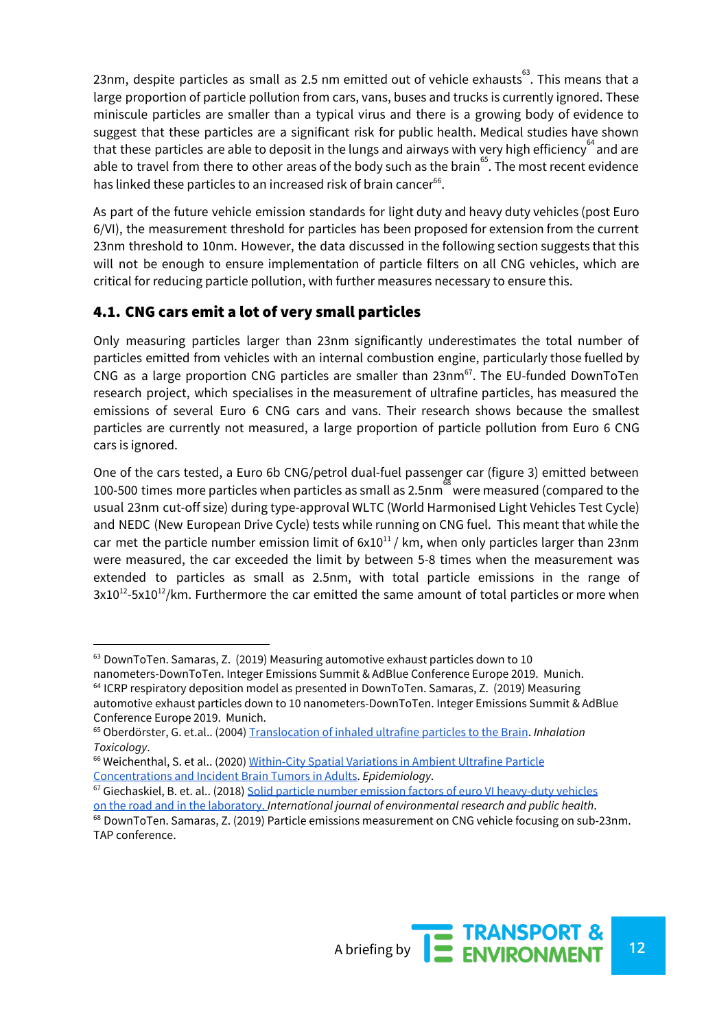23nm, despite particles as small as 2.5 nm emitted out of vehicle exhausts[63]. This means that a large proportion of particle pollution from cars, vans, buses and trucks is currently ignored. These miniscule particles are smaller than a typical virus and there is a growing body of evidence to suggest that these particles are a significant risk for public health. Medical studies have shown that these particles are able to deposit in the lungs and airways with very high efficiency[64] and are able to travel from there to other areas of the body such as the brain[65]. The most recent evidence has linked these particles to an increased risk of brain cancer[66].

As part of the future vehicle emission standards for light duty and heavy duty vehicles (post Euro 6/VI), the measurement threshold for particles has been proposed for extension from the current 23nm threshold to 10nm. However, the data discussed in the following section suggests that this will not be enough to ensure implementation of particle filters on all CNG vehicles, which are critical for reducing particle pollution, with further measures necessary to ensure this.

## 4.1. CNG cars emit a lot of very small particles

Only measuring particles larger than 23nm significantly underestimates the total number of particles emitted from vehicles with an internal combustion engine, particularly those fuelled by CNG as a large proportion CNG particles are smaller than 23nm[67]. The EU-funded DownToTen research project, which specialises in the measurement of ultrafine particles, has measured the emissions of several Euro 6 CNG cars and vans. Their research shows because the smallest particles are currently not measured, a large proportion of particle pollution from Euro 6 CNG cars is ignored.

One of the cars tested, a Euro 6b CNG/petrol dual-fuel passenger car (figure 3) emitted between 100-500 times more particles when particles as small as 2.5nm[68] were measured (compared to the usual 23nm cut-off size) during type-approval WLTC (World Harmonised Light Vehicles Test Cycle) and NEDC (New European Drive Cycle) tests while running on CNG fuel. This meant that while the car met the particle number emission limit of $6x10^{11}$ / km, when only particles larger than 23nm were measured, the car exceeded the limit by between 5-8 times when the measurement was extended to particles as small as 2.5nm, with total particle emissions in the range of $3x10^{12}$-$5x10^{12}$/km. Furthermore the car emitted the same amount of total particles or more when

---

[63] DownToTen. Samaras, Z. (2019) Measuring automotive exhaust particles down to 10 nanometers-DownToTen. Integer Emissions Summit & AdBlue Conference Europe 2019. Munich.

[64] ICRP respiratory deposition model as presented in DownToTen. Samaras, Z. (2019) Measuring automotive exhaust particles down to 10 nanometers-DownToTen. Integer Emissions Summit & AdBlue Conference Europe 2019. Munich.

[65] Oberdörster, G. et.al.. (2004) Translocation of inhaled ultrafine particles to the Brain. *Inhalation Toxicology*.

[66] Weichenthal, S. et al.. (2020) Within-City Spatial Variations in Ambient Ultrafine Particle Concentrations and Incident Brain Tumors in Adults. *Epidemiology*.

[67] Giechaskiel, B. et. al.. (2018) Solid particle number emission factors of euro VI heavy-duty vehicles on the road and in the laboratory. *International journal of environmental research and public health*.

[68] DownToTen. Samaras, Z. (2019) Particle emissions measurement on CNG vehicle focusing on sub-23nm. TAP conference.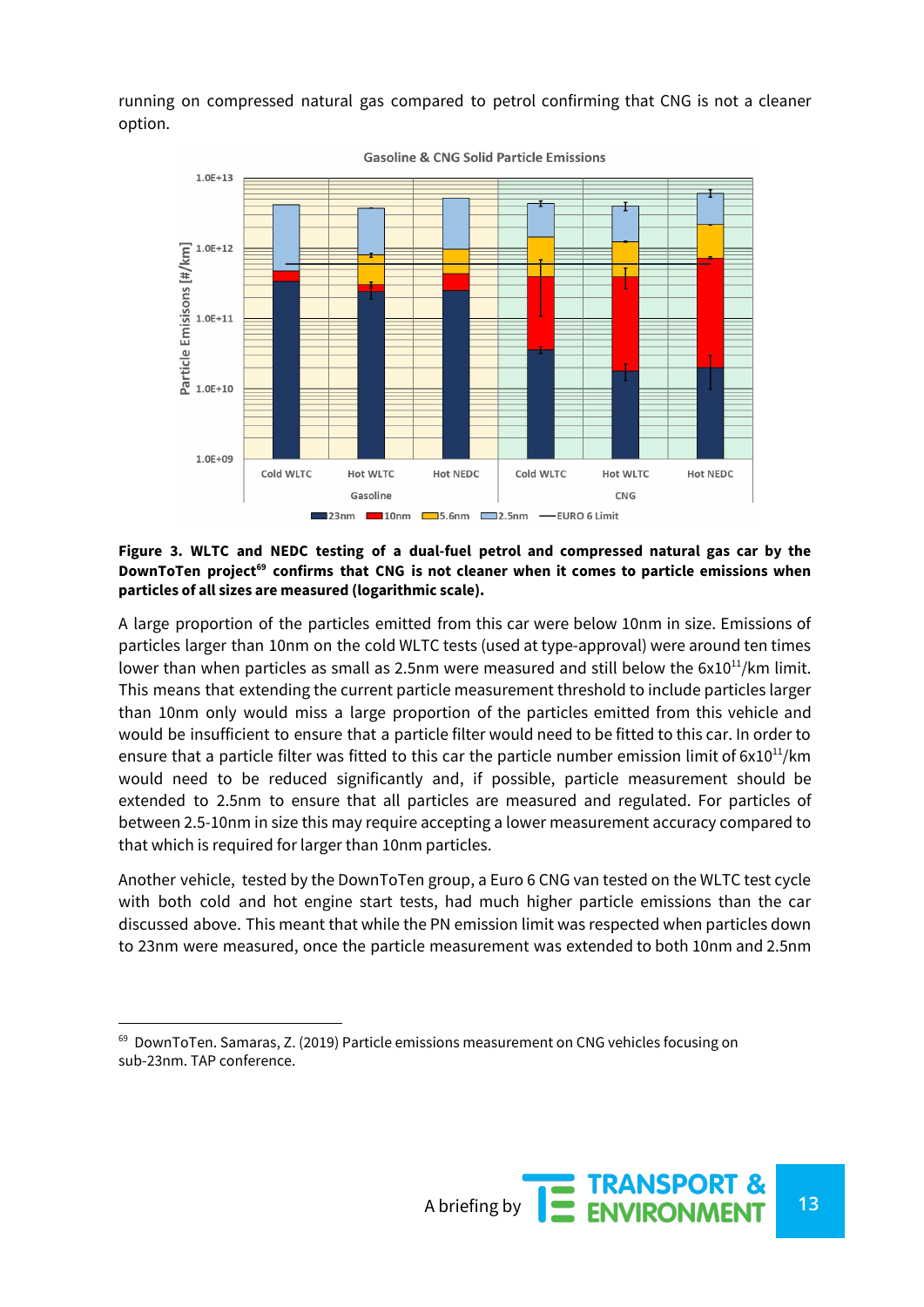running on compressed natural gas compared to petrol confirming that CNG is not a cleaner option.

**Figure 3. WLTC and NEDC testing of a dual-fuel petrol and compressed natural gas car by the DownToTen project[69] confirms that CNG is not cleaner when it comes to particle emissions when particles of all sizes are measured (logarithmic scale).**

A large proportion of the particles emitted from this car were below 10nm in size. Emissions of particles larger than 10nm on the cold WLTC tests (used at type-approval) were around ten times lower than when particles as small as 2.5nm were measured and still below the $6x10^{11}$/km limit. This means that extending the current particle measurement threshold to include particles larger than 10nm only would miss a large proportion of the particles emitted from this vehicle and would be insufficient to ensure that a particle filter would need to be fitted to this car. In order to ensure that a particle filter was fitted to this car the particle number emission limit of $6x10^{11}$/km would need to be reduced significantly and, if possible, particle measurement should be extended to 2.5nm to ensure that all particles are measured and regulated. For particles of between 2.5-10nm in size this may require accepting a lower measurement accuracy compared to that which is required for larger than 10nm particles.

Another vehicle, tested by the DownToTen group, a Euro 6 CNG van tested on the WLTC test cycle with both cold and hot engine start tests, had much higher particle emissions than the car discussed above. This meant that while the PN emission limit was respected when particles down to 23nm were measured, once the particle measurement was extended to both 10nm and 2.5nm

[69] DownToTen. Samaras, Z. (2019) Particle emissions measurement on CNG vehicles focusing on sub-23nm. TAP conference.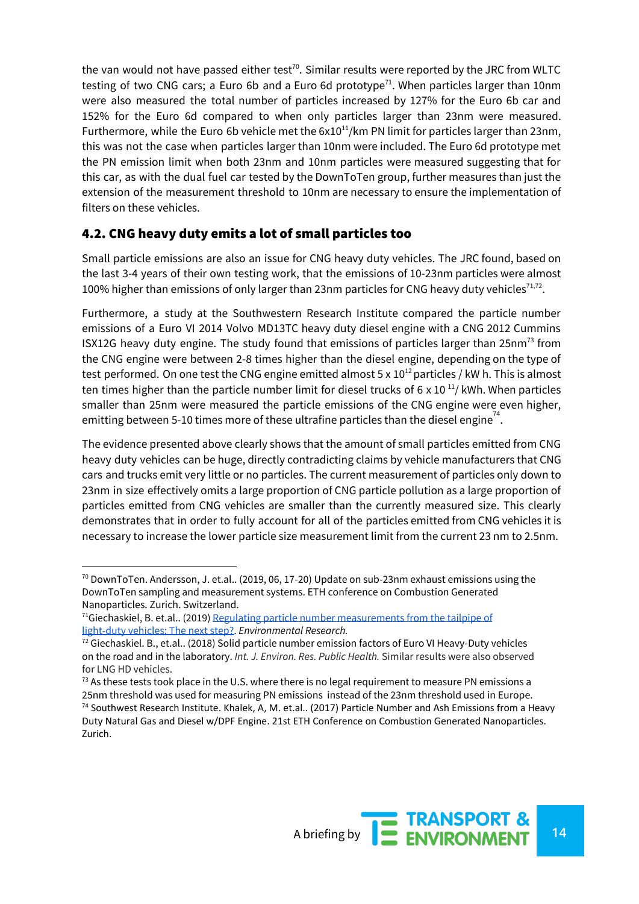the van would not have passed either test[70]. Similar results were reported by the JRC from WLTC testing of two CNG cars; a Euro 6b and a Euro 6d prototype[71]. When particles larger than 10nm were also measured the total number of particles increased by 127% for the Euro 6b car and 152% for the Euro 6d compared to when only particles larger than 23nm were measured. Furthermore, while the Euro 6b vehicle met the $6x10^{11}$/km PN limit for particles larger than 23nm, this was not the case when particles larger than 10nm were included. The Euro 6d prototype met the PN emission limit when both 23nm and 10nm particles were measured suggesting that for this car, as with the dual fuel car tested by the DownToTen group, further measures than just the extension of the measurement threshold to 10nm are necessary to ensure the implementation of filters on these vehicles.

## 4.2. CNG heavy duty emits a lot of small particles too

Small particle emissions are also an issue for CNG heavy duty vehicles. The JRC found, based on the last 3-4 years of their own testing work, that the emissions of 10-23nm particles were almost 100% higher than emissions of only larger than 23nm particles for CNG heavy duty vehicles[71,72].

Furthermore, a study at the Southwestern Research Institute compared the particle number emissions of a Euro VI 2014 Volvo MD13TC heavy duty diesel engine with a CNG 2012 Cummins ISX12G heavy duty engine. The study found that emissions of particles larger than 25nm[73] from the CNG engine were between 2-8 times higher than the diesel engine, depending on the type of test performed. On one test the CNG engine emitted almost $5 \times 10^{12}$ particles / kW h. This is almost ten times higher than the particle number limit for diesel trucks of $6 \times 10^{11}$/ kWh. When particles smaller than 25nm were measured the particle emissions of the CNG engine were even higher, emitting between 5-10 times more of these ultrafine particles than the diesel engine[74].

The evidence presented above clearly shows that the amount of small particles emitted from CNG heavy duty vehicles can be huge, directly contradicting claims by vehicle manufacturers that CNG cars and trucks emit very little or no particles. The current measurement of particles only down to 23nm in size effectively omits a large proportion of CNG particle pollution as a large proportion of particles emitted from CNG vehicles are smaller than the currently measured size. This clearly demonstrates that in order to fully account for all of the particles emitted from CNG vehicles it is necessary to increase the lower particle size measurement limit from the current 23 nm to 2.5nm.

---

[70] DownToTen. Andersson, J. et.al.. (2019, 06, 17-20) Update on sub-23nm exhaust emissions using the DownToTen sampling and measurement systems. ETH conference on Combustion Generated Nanoparticles. Zurich. Switzerland.

[71] Giechaskiel, B. et.al.. (2019) [Regulating particle number measurements from the tailpipe of light-duty vehicles: The next step?](#). *Environmental Research.*

[72] Giechaskiel. B., et.al.. (2018) Solid particle number emission factors of Euro VI Heavy-Duty vehicles on the road and in the laboratory. *Int. J. Environ. Res. Public Health.* Similar results were also observed for LNG HD vehicles.

[73] As these tests took place in the U.S. where there is no legal requirement to measure PN emissions a 25nm threshold was used for measuring PN emissions instead of the 23nm threshold used in Europe.

[74] Southwest Research Institute. Khalek, A, M. et.al.. (2017) Particle Number and Ash Emissions from a Heavy Duty Natural Gas and Diesel w/DPF Engine. 21st ETH Conference on Combustion Generated Nanoparticles. Zurich.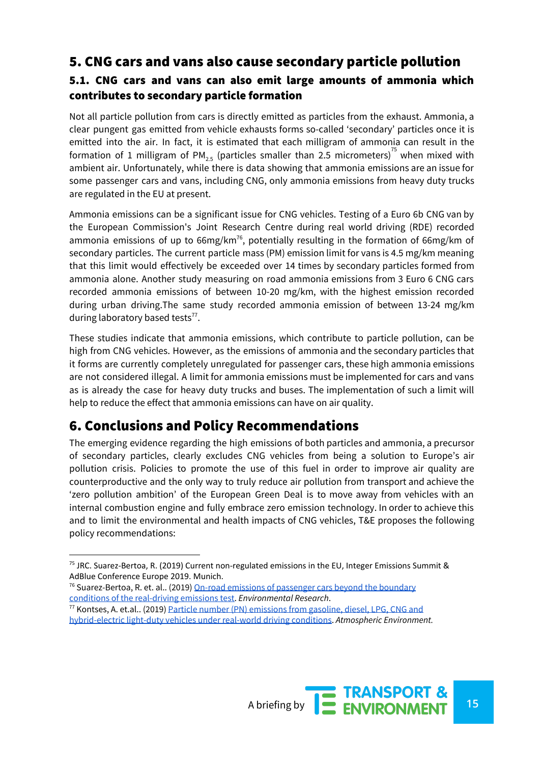## 5. CNG cars and vans also cause secondary particle pollution

### 5.1. CNG cars and vans can also emit large amounts of ammonia which contributes to secondary particle formation

Not all particle pollution from cars is directly emitted as particles from the exhaust. Ammonia, a clear pungent gas emitted from vehicle exhausts forms so-called 'secondary' particles once it is emitted into the air. In fact, it is estimated that each milligram of ammonia can result in the formation of 1 milligram of $PM_{2.5}$ (particles smaller than 2.5 micrometers)[75] when mixed with ambient air. Unfortunately, while there is data showing that ammonia emissions are an issue for some passenger cars and vans, including CNG, only ammonia emissions from heavy duty trucks are regulated in the EU at present.

Ammonia emissions can be a significant issue for CNG vehicles. Testing of a Euro 6b CNG van by the European Commission's Joint Research Centre during real world driving (RDE) recorded ammonia emissions of up to 66mg/km[76], potentially resulting in the formation of 66mg/km of secondary particles. The current particle mass (PM) emission limit for vans is 4.5 mg/km meaning that this limit would effectively be exceeded over 14 times by secondary particles formed from ammonia alone. Another study measuring on road ammonia emissions from 3 Euro 6 CNG cars recorded ammonia emissions of between 10-20 mg/km, with the highest emission recorded during urban driving.The same study recorded ammonia emission of between 13-24 mg/km during laboratory based tests[77].

These studies indicate that ammonia emissions, which contribute to particle pollution, can be high from CNG vehicles. However, as the emissions of ammonia and the secondary particles that it forms are currently completely unregulated for passenger cars, these high ammonia emissions are not considered illegal. A limit for ammonia emissions must be implemented for cars and vans as is already the case for heavy duty trucks and buses. The implementation of such a limit will help to reduce the effect that ammonia emissions can have on air quality.

## 6. Conclusions and Policy Recommendations

The emerging evidence regarding the high emissions of both particles and ammonia, a precursor of secondary particles, clearly excludes CNG vehicles from being a solution to Europe's air pollution crisis. Policies to promote the use of this fuel in order to improve air quality are counterproductive and the only way to truly reduce air pollution from transport and achieve the 'zero pollution ambition' of the European Green Deal is to move away from vehicles with an internal combustion engine and fully embrace zero emission technology. In order to achieve this and to limit the environmental and health impacts of CNG vehicles, T&E proposes the following policy recommendations:

---

[75] JRC. Suarez-Bertoa, R. (2019) Current non-regulated emissions in the EU, Integer Emissions Summit & AdBlue Conference Europe 2019. Munich.

[76] Suarez-Bertoa, R. et. al.. (2019) On-road emissions of passenger cars beyond the boundary conditions of the real-driving emissions test. *Environmental Research*.

[77] Kontses, A. et.al.. (2019) Particle number (PN) emissions from gasoline, diesel, LPG, CNG and hybrid-electric light-duty vehicles under real-world driving conditions. *Atmospheric Environment*.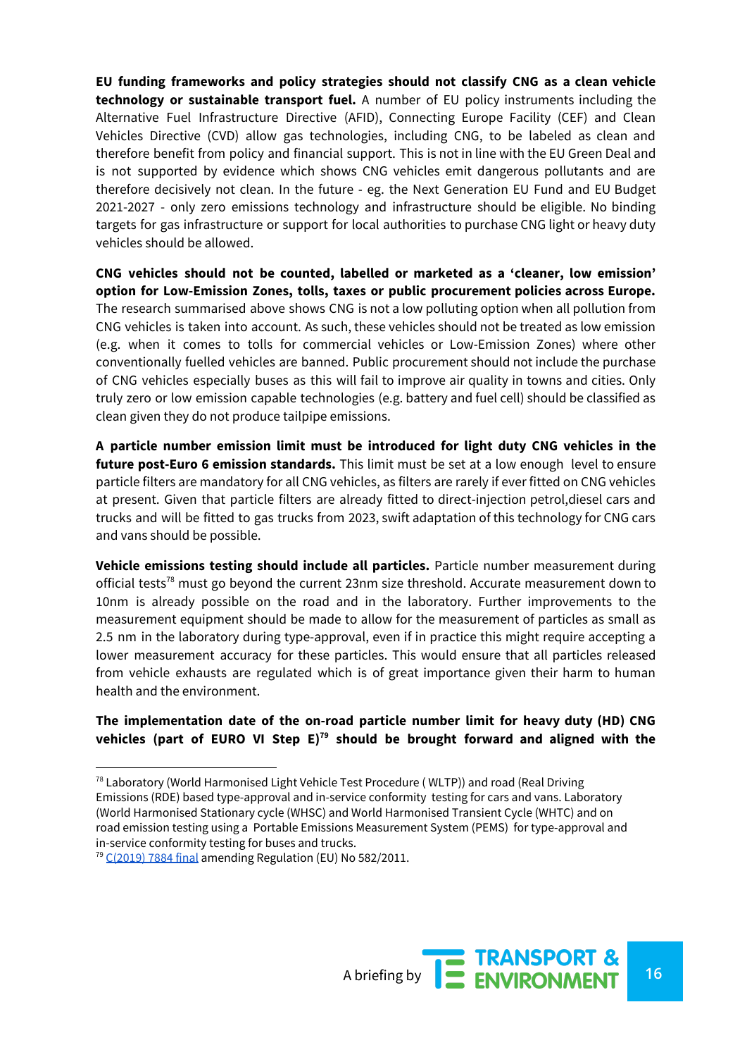**EU funding frameworks and policy strategies should not classify CNG as a clean vehicle technology or sustainable transport fuel.** A number of EU policy instruments including the Alternative Fuel Infrastructure Directive (AFID), Connecting Europe Facility (CEF) and Clean Vehicles Directive (CVD) allow gas technologies, including CNG, to be labeled as clean and therefore benefit from policy and financial support. This is not in line with the EU Green Deal and is not supported by evidence which shows CNG vehicles emit dangerous pollutants and are therefore decisively not clean. In the future - eg. the Next Generation EU Fund and EU Budget 2021-2027 - only zero emissions technology and infrastructure should be eligible. No binding targets for gas infrastructure or support for local authorities to purchase CNG light or heavy duty vehicles should be allowed.

**CNG vehicles should not be counted, labelled or marketed as a 'cleaner, low emission' option for Low-Emission Zones, tolls, taxes or public procurement policies across Europe.** The research summarised above shows CNG is not a low polluting option when all pollution from CNG vehicles is taken into account. As such, these vehicles should not be treated as low emission (e.g. when it comes to tolls for commercial vehicles or Low-Emission Zones) where other conventionally fuelled vehicles are banned. Public procurement should not include the purchase of CNG vehicles especially buses as this will fail to improve air quality in towns and cities. Only truly zero or low emission capable technologies (e.g. battery and fuel cell) should be classified as clean given they do not produce tailpipe emissions.

**A particle number emission limit must be introduced for light duty CNG vehicles in the future post-Euro 6 emission standards.** This limit must be set at a low enough level to ensure particle filters are mandatory for all CNG vehicles, as filters are rarely if ever fitted on CNG vehicles at present. Given that particle filters are already fitted to direct-injection petrol,diesel cars and trucks and will be fitted to gas trucks from 2023, swift adaptation of this technology for CNG cars and vans should be possible.

**Vehicle emissions testing should include all particles.** Particle number measurement during official tests[78] must go beyond the current 23nm size threshold. Accurate measurement down to 10nm is already possible on the road and in the laboratory. Further improvements to the measurement equipment should be made to allow for the measurement of particles as small as 2.5 nm in the laboratory during type-approval, even if in practice this might require accepting a lower measurement accuracy for these particles. This would ensure that all particles released from vehicle exhausts are regulated which is of great importance given their harm to human health and the environment.

**The implementation date of the on-road particle number limit for heavy duty (HD) CNG vehicles (part of EURO VI Step E)[79] should be brought forward and aligned with the**

[78] Laboratory (World Harmonised Light Vehicle Test Procedure ( WLTP)) and road (Real Driving Emissions (RDE) based type-approval and in-service conformity testing for cars and vans. Laboratory (World Harmonised Stationary cycle (WHSC) and World Harmonised Transient Cycle (WHTC) and on road emission testing using a Portable Emissions Measurement System (PEMS) for type-approval and in-service conformity testing for buses and trucks.

[79] C(2019) 7884 final amending Regulation (EU) No 582/2011.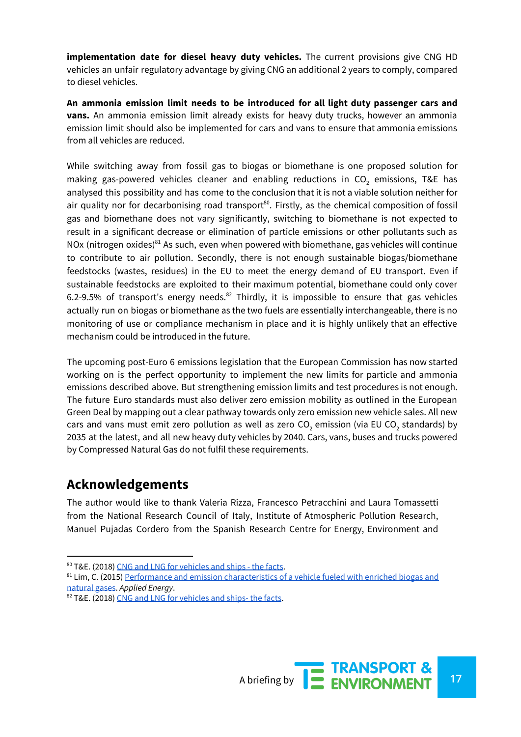**implementation date for diesel heavy duty vehicles.** The current provisions give CNG HD vehicles an unfair regulatory advantage by giving CNG an additional 2 years to comply, compared to diesel vehicles.

**An ammonia emission limit needs to be introduced for all light duty passenger cars and vans.** An ammonia emission limit already exists for heavy duty trucks, however an ammonia emission limit should also be implemented for cars and vans to ensure that ammonia emissions from all vehicles are reduced.

While switching away from fossil gas to biogas or biomethane is one proposed solution for making gas-powered vehicles cleaner and enabling reductions in $CO_2$ emissions, T&E has analysed this possibility and has come to the conclusion that it is not a viable solution neither for air quality nor for decarbonising road transport[80]. Firstly, as the chemical composition of fossil gas and biomethane does not vary significantly, switching to biomethane is not expected to result in a significant decrease or elimination of particle emissions or other pollutants such as NOx (nitrogen oxides)[81] As such, even when powered with biomethane, gas vehicles will continue to contribute to air pollution. Secondly, there is not enough sustainable biogas/biomethane feedstocks (wastes, residues) in the EU to meet the energy demand of EU transport. Even if sustainable feedstocks are exploited to their maximum potential, biomethane could only cover 6.2-9.5% of transport's energy needs.[82] Thirdly, it is impossible to ensure that gas vehicles actually run on biogas or biomethane as the two fuels are essentially interchangeable, there is no monitoring of use or compliance mechanism in place and it is highly unlikely that an effective mechanism could be introduced in the future.

The upcoming post-Euro 6 emissions legislation that the European Commission has now started working on is the perfect opportunity to implement the new limits for particle and ammonia emissions described above. But strengthening emission limits and test procedures is not enough. The future Euro standards must also deliver zero emission mobility as outlined in the European Green Deal by mapping out a clear pathway towards only zero emission new vehicle sales. All new cars and vans must emit zero pollution as well as zero $CO_2$ emission (via EU $CO_2$ standards) by 2035 at the latest, and all new heavy duty vehicles by 2040. Cars, vans, buses and trucks powered by Compressed Natural Gas do not fulfil these requirements.

## Acknowledgements

The author would like to thank Valeria Rizza, Francesco Petracchini and Laura Tomassetti from the National Research Council of Italy, Institute of Atmospheric Pollution Research, Manuel Pujadas Cordero from the Spanish Research Centre for Energy, Environment and

---

[80] T&E. (2018) CNG and LNG for vehicles and ships - the facts.

[81] Lim, C. (2015) Performance and emission characteristics of a vehicle fueled with enriched biogas and natural gases. *Applied Energy*.

[82] T&E. (2018) CNG and LNG for vehicles and ships- the facts.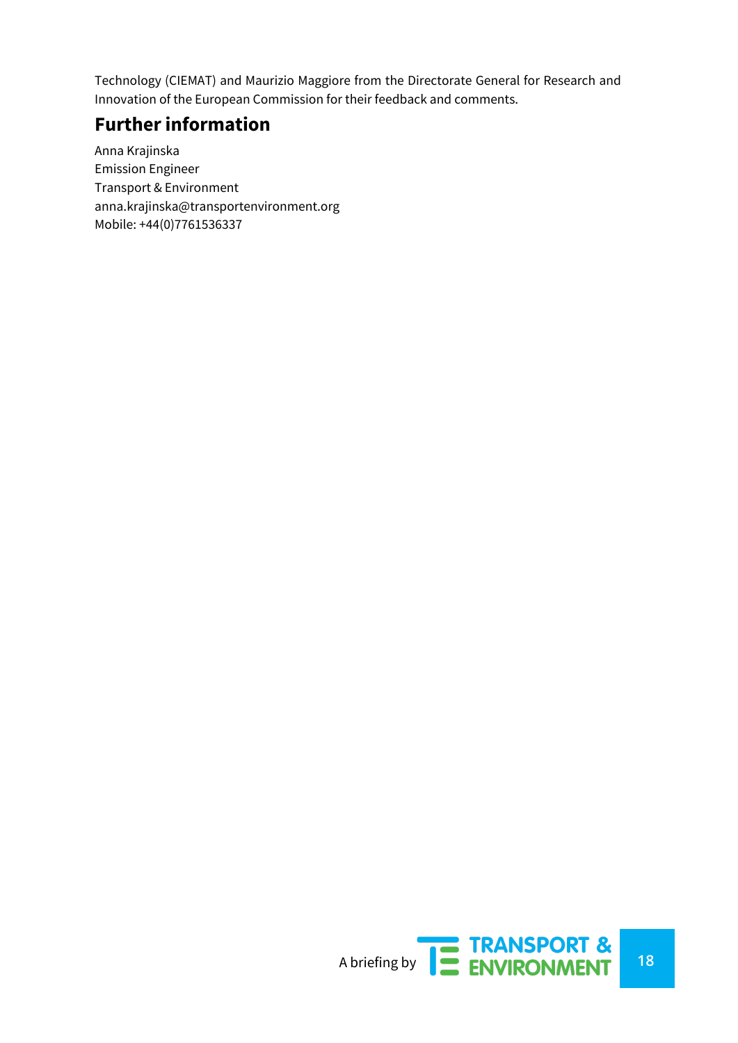Technology (CIEMAT) and Maurizio Maggiore from the Directorate General for Research and Innovation of the European Commission for their feedback and comments.

## Further information

Anna Krajinska
Emission Engineer
Transport & Environment
anna.krajinska@transportenvironment.org
Mobile: +44(0)7761536337